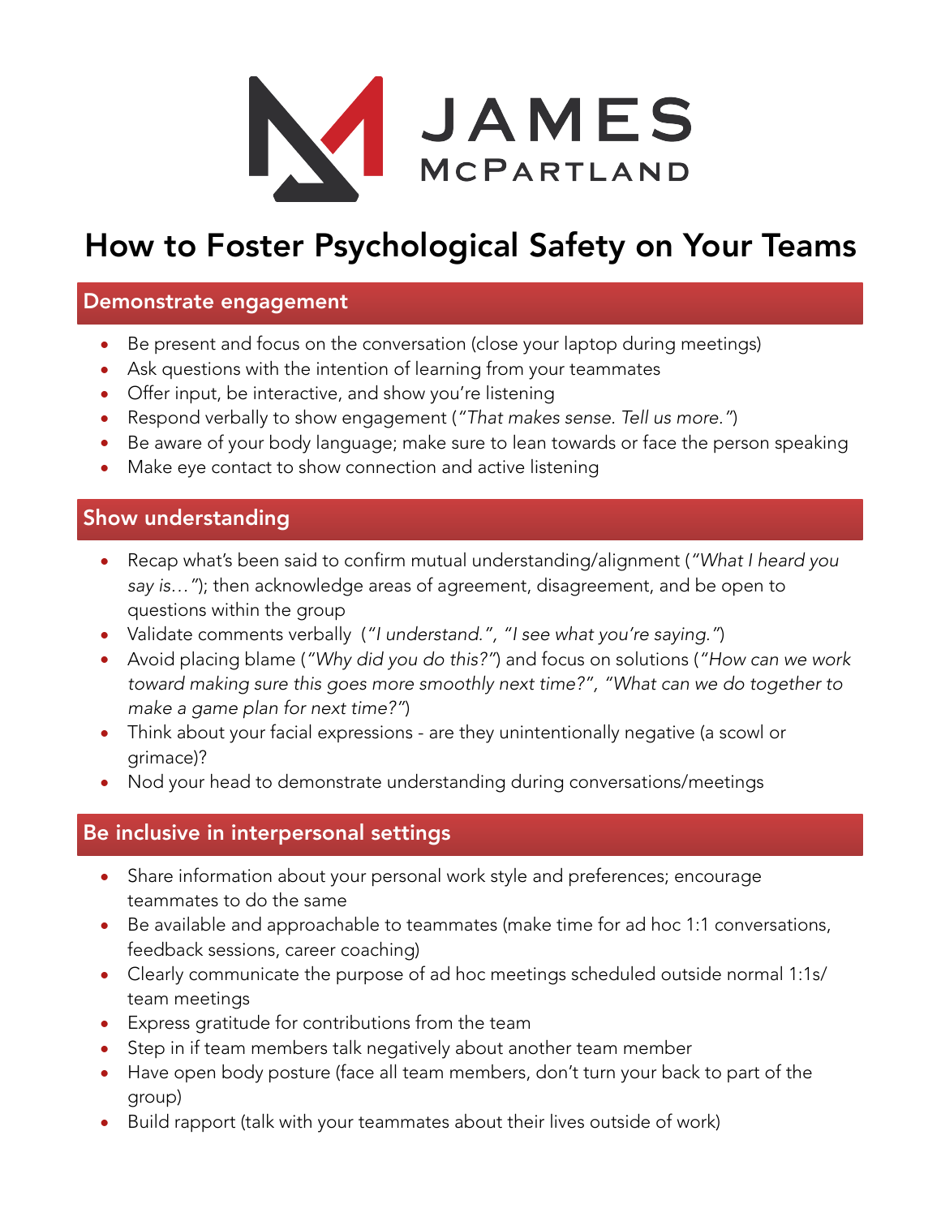JAMES McPARTLAND

# How to Foster Psychological Safety on Your Teams

## Demonstrate engagement

- Be present and focus on the conversation (close your laptop during meetings)
- Ask questions with the intention of learning from your teammates
- Offer input, be interactive, and show you're listening
- Respond verbally to show engagement (*"That makes sense. Tell us more."*)
- Be aware of your body language; make sure to lean towards or face the person speaking
- Make eye contact to show connection and active listening

## Show understanding

- Recap what's been said to confirm mutual understanding/alignment (*"What I heard you say is…"*); then acknowledge areas of agreement, disagreement, and be open to questions within the group
- Validate comments verbally (*"I understand."*, *"I see what you're saying."*)
- Avoid placing blame (*"Why did you do this?"*) and focus on solutions (*"How can we work toward making sure this goes more smoothly next time?"*, *"What can we do together to make a game plan for next time?"*)
- Think about your facial expressions - are they unintentionally negative (a scowl or grimace)?
- Nod your head to demonstrate understanding during conversations/meetings

## Be inclusive in interpersonal settings

- Share information about your personal work style and preferences; encourage teammates to do the same
- Be available and approachable to teammates (make time for ad hoc 1:1 conversations, feedback sessions, career coaching)
- Clearly communicate the purpose of ad hoc meetings scheduled outside normal 1:1s/ team meetings
- Express gratitude for contributions from the team
- Step in if team members talk negatively about another team member
- Have open body posture (face all team members, don't turn your back to part of the group)
- Build rapport (talk with your teammates about their lives outside of work)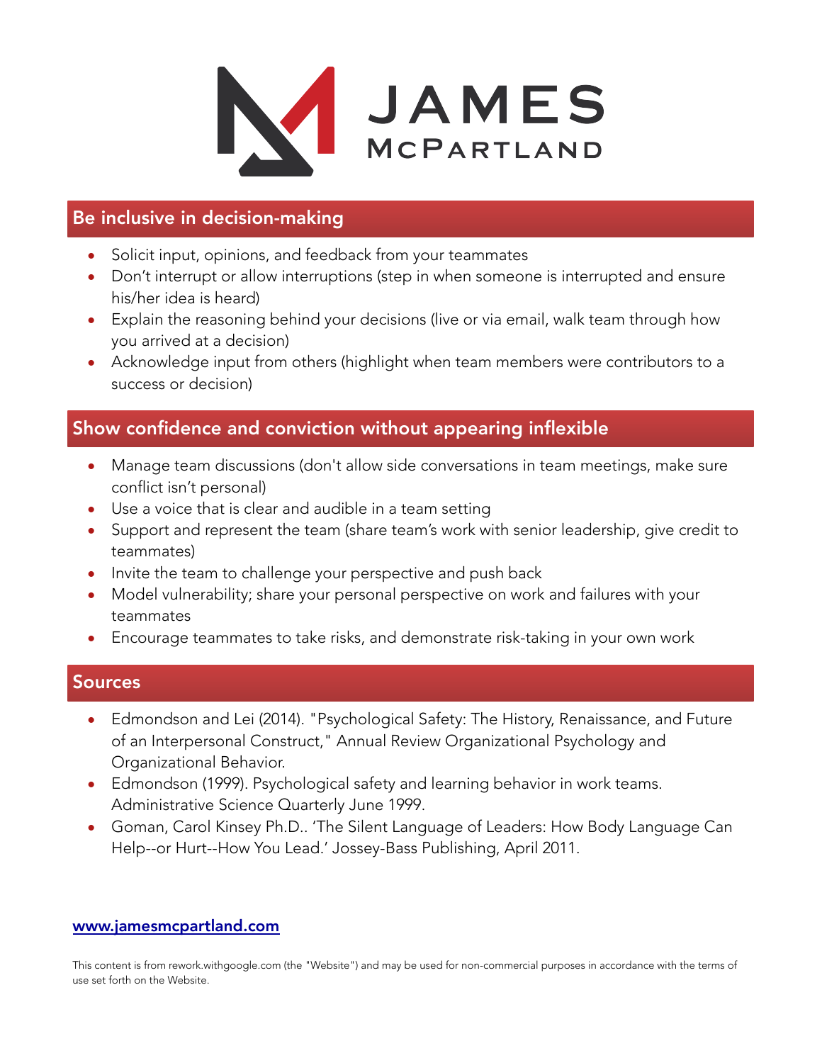JAMES
McPARTLAND

## Be inclusive in decision-making

- Solicit input, opinions, and feedback from your teammates
- Don't interrupt or allow interruptions (step in when someone is interrupted and ensure his/her idea is heard)
- Explain the reasoning behind your decisions (live or via email, walk team through how you arrived at a decision)
- Acknowledge input from others (highlight when team members were contributors to a success or decision)

## Show confidence and conviction without appearing inflexible

- Manage team discussions (don't allow side conversations in team meetings, make sure conflict isn't personal)
- Use a voice that is clear and audible in a team setting
- Support and represent the team (share team's work with senior leadership, give credit to teammates)
- Invite the team to challenge your perspective and push back
- Model vulnerability; share your personal perspective on work and failures with your teammates
- Encourage teammates to take risks, and demonstrate risk-taking in your own work

## Sources

- Edmondson and Lei (2014). "Psychological Safety: The History, Renaissance, and Future of an Interpersonal Construct," Annual Review Organizational Psychology and Organizational Behavior.
- Edmondson (1999). Psychological safety and learning behavior in work teams. Administrative Science Quarterly June 1999.
- Goman, Carol Kinsey Ph.D.. 'The Silent Language of Leaders: How Body Language Can Help--or Hurt--How You Lead.' Jossey-Bass Publishing, April 2011.

**www.jamesmcpartland.com**

This content is from rework.withgoogle.com (the "Website") and may be used for non-commercial purposes in accordance with the terms of use set forth on the Website.